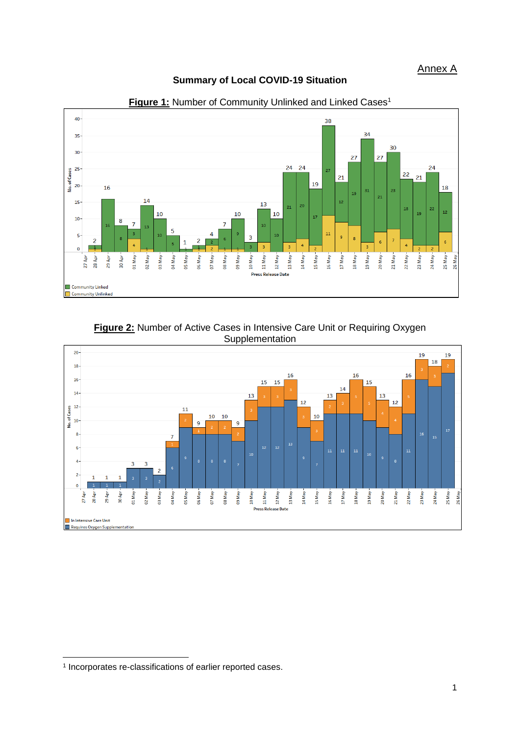Annex A

# Summary of Local COVID-19 Situation

**Figure 1:** Number of Community Unlinked and Linked Cases[1]

**Figure 2:** Number of Active Cases in Intensive Care Unit or Requiring Oxygen Supplementation

[1] Incorporates re-classifications of earlier reported cases.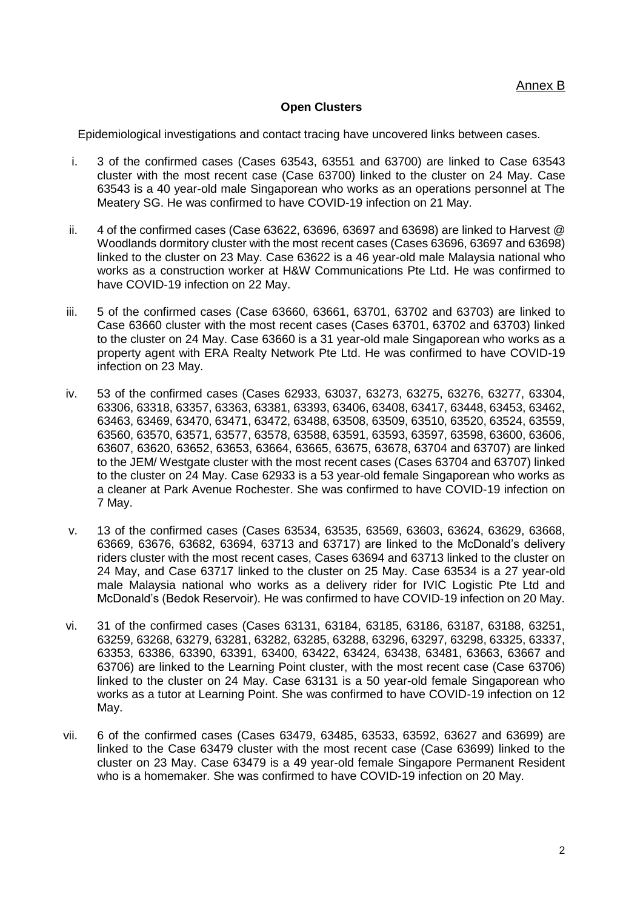Annex B

**Open Clusters**

Epidemiological investigations and contact tracing have uncovered links between cases.

i. 3 of the confirmed cases (Cases 63543, 63551 and 63700) are linked to Case 63543 cluster with the most recent case (Case 63700) linked to the cluster on 24 May. Case 63543 is a 40 year-old male Singaporean who works as an operations personnel at The Meatery SG. He was confirmed to have COVID-19 infection on 21 May.

ii. 4 of the confirmed cases (Case 63622, 63696, 63697 and 63698) are linked to Harvest @ Woodlands dormitory cluster with the most recent cases (Cases 63696, 63697 and 63698) linked to the cluster on 23 May. Case 63622 is a 46 year-old male Malaysia national who works as a construction worker at H&W Communications Pte Ltd. He was confirmed to have COVID-19 infection on 22 May.

iii. 5 of the confirmed cases (Case 63660, 63661, 63701, 63702 and 63703) are linked to Case 63660 cluster with the most recent cases (Cases 63701, 63702 and 63703) linked to the cluster on 24 May. Case 63660 is a 31 year-old male Singaporean who works as a property agent with ERA Realty Network Pte Ltd. He was confirmed to have COVID-19 infection on 23 May.

iv. 53 of the confirmed cases (Cases 62933, 63037, 63273, 63275, 63276, 63277, 63304, 63306, 63318, 63357, 63363, 63381, 63393, 63406, 63408, 63417, 63448, 63453, 63462, 63463, 63469, 63470, 63471, 63472, 63488, 63508, 63509, 63510, 63520, 63524, 63559, 63560, 63570, 63571, 63577, 63578, 63588, 63591, 63593, 63597, 63598, 63600, 63606, 63607, 63620, 63652, 63653, 63664, 63665, 63675, 63678, 63704 and 63707) are linked to the JEM/ Westgate cluster with the most recent cases (Cases 63704 and 63707) linked to the cluster on 24 May. Case 62933 is a 53 year-old female Singaporean who works as a cleaner at Park Avenue Rochester. She was confirmed to have COVID-19 infection on 7 May.

v. 13 of the confirmed cases (Cases 63534, 63535, 63569, 63603, 63624, 63629, 63668, 63669, 63676, 63682, 63694, 63713 and 63717) are linked to the McDonald's delivery riders cluster with the most recent cases, Cases 63694 and 63713 linked to the cluster on 24 May, and Case 63717 linked to the cluster on 25 May. Case 63534 is a 27 year-old male Malaysia national who works as a delivery rider for IVIC Logistic Pte Ltd and McDonald's (Bedok Reservoir). He was confirmed to have COVID-19 infection on 20 May.

vi. 31 of the confirmed cases (Cases 63131, 63184, 63185, 63186, 63187, 63188, 63251, 63259, 63268, 63279, 63281, 63282, 63285, 63288, 63296, 63297, 63298, 63325, 63337, 63353, 63386, 63390, 63391, 63400, 63422, 63424, 63438, 63481, 63663, 63667 and 63706) are linked to the Learning Point cluster, with the most recent case (Case 63706) linked to the cluster on 24 May. Case 63131 is a 50 year-old female Singaporean who works as a tutor at Learning Point. She was confirmed to have COVID-19 infection on 12 May.

vii. 6 of the confirmed cases (Cases 63479, 63485, 63533, 63592, 63627 and 63699) are linked to the Case 63479 cluster with the most recent case (Case 63699) linked to the cluster on 23 May. Case 63479 is a 49 year-old female Singapore Permanent Resident who is a homemaker. She was confirmed to have COVID-19 infection on 20 May.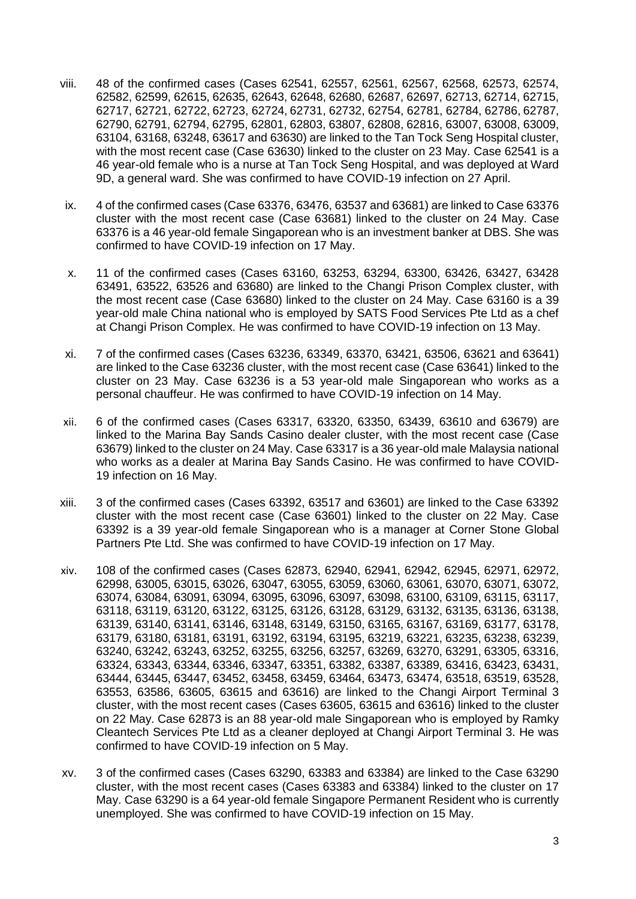viii. 48 of the confirmed cases (Cases 62541, 62557, 62561, 62567, 62568, 62573, 62574, 62582, 62599, 62615, 62635, 62643, 62648, 62680, 62687, 62697, 62713, 62714, 62715, 62717, 62721, 62722, 62723, 62724, 62731, 62732, 62754, 62781, 62784, 62786, 62787, 62790, 62791, 62794, 62795, 62801, 62803, 63807, 62808, 62816, 63007, 63008, 63009, 63104, 63168, 63248, 63617 and 63630) are linked to the Tan Tock Seng Hospital cluster, with the most recent case (Case 63630) linked to the cluster on 23 May. Case 62541 is a 46 year-old female who is a nurse at Tan Tock Seng Hospital, and was deployed at Ward 9D, a general ward. She was confirmed to have COVID-19 infection on 27 April.

ix. 4 of the confirmed cases (Case 63376, 63476, 63537 and 63681) are linked to Case 63376 cluster with the most recent case (Case 63681) linked to the cluster on 24 May. Case 63376 is a 46 year-old female Singaporean who is an investment banker at DBS. She was confirmed to have COVID-19 infection on 17 May.

x. 11 of the confirmed cases (Cases 63160, 63253, 63294, 63300, 63426, 63427, 63428 63491, 63522, 63526 and 63680) are linked to the Changi Prison Complex cluster, with the most recent case (Case 63680) linked to the cluster on 24 May. Case 63160 is a 39 year-old male China national who is employed by SATS Food Services Pte Ltd as a chef at Changi Prison Complex. He was confirmed to have COVID-19 infection on 13 May.

xi. 7 of the confirmed cases (Cases 63236, 63349, 63370, 63421, 63506, 63621 and 63641) are linked to the Case 63236 cluster, with the most recent case (Case 63641) linked to the cluster on 23 May. Case 63236 is a 53 year-old male Singaporean who works as a personal chauffeur. He was confirmed to have COVID-19 infection on 14 May.

xii. 6 of the confirmed cases (Cases 63317, 63320, 63350, 63439, 63610 and 63679) are linked to the Marina Bay Sands Casino dealer cluster, with the most recent case (Case 63679) linked to the cluster on 24 May. Case 63317 is a 36 year-old male Malaysia national who works as a dealer at Marina Bay Sands Casino. He was confirmed to have COVID-19 infection on 16 May.

xiii. 3 of the confirmed cases (Cases 63392, 63517 and 63601) are linked to the Case 63392 cluster with the most recent case (Case 63601) linked to the cluster on 22 May. Case 63392 is a 39 year-old female Singaporean who is a manager at Corner Stone Global Partners Pte Ltd. She was confirmed to have COVID-19 infection on 17 May.

xiv. 108 of the confirmed cases (Cases 62873, 62940, 62941, 62942, 62945, 62971, 62972, 62998, 63005, 63015, 63026, 63047, 63055, 63059, 63060, 63061, 63070, 63071, 63072, 63074, 63084, 63091, 63094, 63095, 63096, 63097, 63098, 63100, 63109, 63115, 63117, 63118, 63119, 63120, 63122, 63125, 63126, 63128, 63129, 63132, 63135, 63136, 63138, 63139, 63140, 63141, 63146, 63148, 63149, 63150, 63165, 63167, 63169, 63177, 63178, 63179, 63180, 63181, 63191, 63192, 63194, 63195, 63219, 63221, 63235, 63238, 63239, 63240, 63242, 63243, 63252, 63255, 63256, 63257, 63269, 63270, 63291, 63305, 63316, 63324, 63343, 63344, 63346, 63347, 63351, 63382, 63387, 63389, 63416, 63423, 63431, 63444, 63445, 63447, 63452, 63458, 63459, 63464, 63473, 63474, 63518, 63519, 63528, 63553, 63586, 63605, 63615 and 63616) are linked to the Changi Airport Terminal 3 cluster, with the most recent cases (Cases 63605, 63615 and 63616) linked to the cluster on 22 May. Case 62873 is an 88 year-old male Singaporean who is employed by Ramky Cleantech Services Pte Ltd as a cleaner deployed at Changi Airport Terminal 3. He was confirmed to have COVID-19 infection on 5 May.

xv. 3 of the confirmed cases (Cases 63290, 63383 and 63384) are linked to the Case 63290 cluster, with the most recent cases (Cases 63383 and 63384) linked to the cluster on 17 May. Case 63290 is a 64 year-old female Singapore Permanent Resident who is currently unemployed. She was confirmed to have COVID-19 infection on 15 May.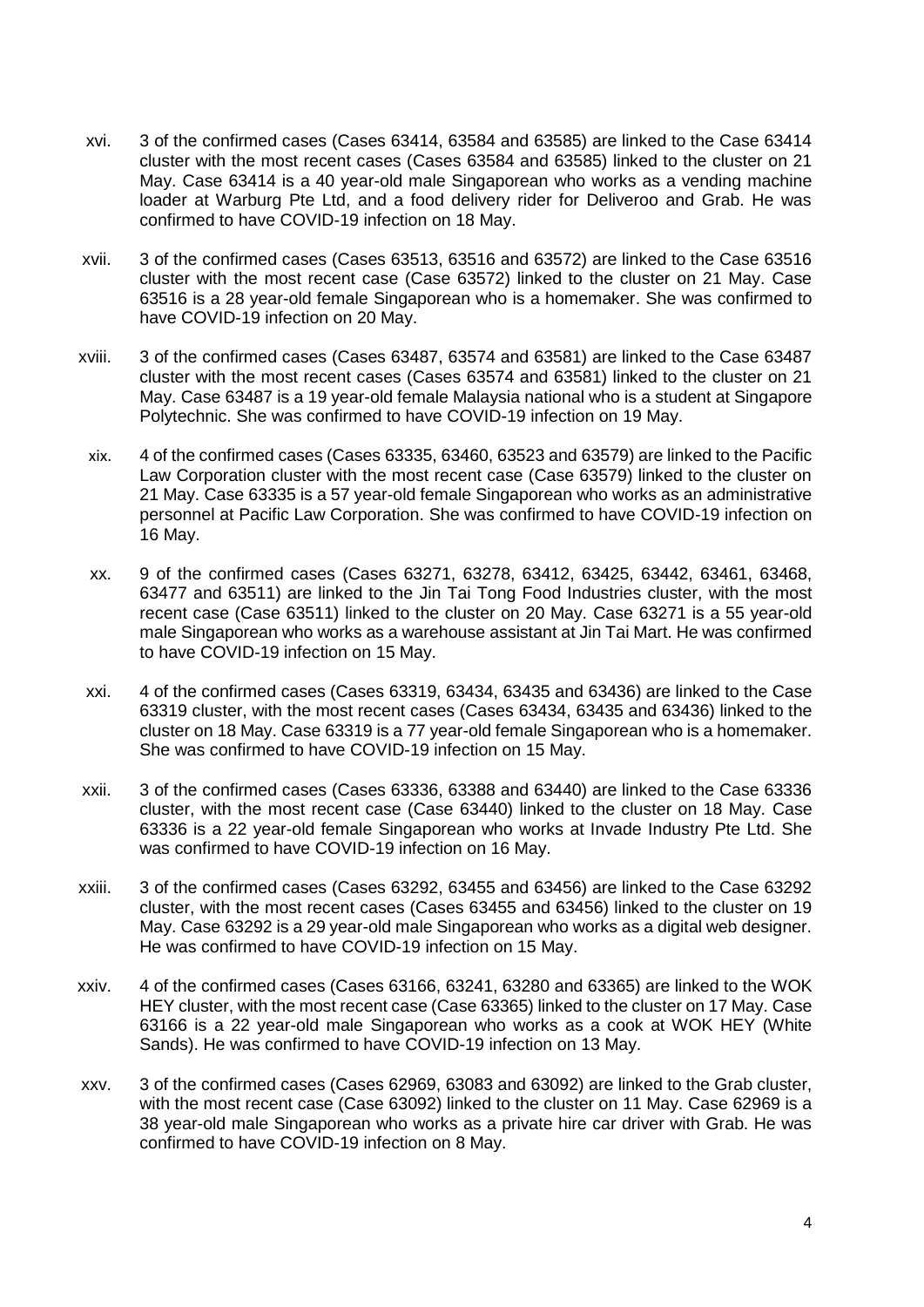xvi. 3 of the confirmed cases (Cases 63414, 63584 and 63585) are linked to the Case 63414 cluster with the most recent cases (Cases 63584 and 63585) linked to the cluster on 21 May. Case 63414 is a 40 year-old male Singaporean who works as a vending machine loader at Warburg Pte Ltd, and a food delivery rider for Deliveroo and Grab. He was confirmed to have COVID-19 infection on 18 May.

xvii. 3 of the confirmed cases (Cases 63513, 63516 and 63572) are linked to the Case 63516 cluster with the most recent case (Case 63572) linked to the cluster on 21 May. Case 63516 is a 28 year-old female Singaporean who is a homemaker. She was confirmed to have COVID-19 infection on 20 May.

xviii. 3 of the confirmed cases (Cases 63487, 63574 and 63581) are linked to the Case 63487 cluster with the most recent cases (Cases 63574 and 63581) linked to the cluster on 21 May. Case 63487 is a 19 year-old female Malaysia national who is a student at Singapore Polytechnic. She was confirmed to have COVID-19 infection on 19 May.

xix. 4 of the confirmed cases (Cases 63335, 63460, 63523 and 63579) are linked to the Pacific Law Corporation cluster with the most recent case (Case 63579) linked to the cluster on 21 May. Case 63335 is a 57 year-old female Singaporean who works as an administrative personnel at Pacific Law Corporation. She was confirmed to have COVID-19 infection on 16 May.

xx. 9 of the confirmed cases (Cases 63271, 63278, 63412, 63425, 63442, 63461, 63468, 63477 and 63511) are linked to the Jin Tai Tong Food Industries cluster, with the most recent case (Case 63511) linked to the cluster on 20 May. Case 63271 is a 55 year-old male Singaporean who works as a warehouse assistant at Jin Tai Mart. He was confirmed to have COVID-19 infection on 15 May.

xxi. 4 of the confirmed cases (Cases 63319, 63434, 63435 and 63436) are linked to the Case 63319 cluster, with the most recent cases (Cases 63434, 63435 and 63436) linked to the cluster on 18 May. Case 63319 is a 77 year-old female Singaporean who is a homemaker. She was confirmed to have COVID-19 infection on 15 May.

xxii. 3 of the confirmed cases (Cases 63336, 63388 and 63440) are linked to the Case 63336 cluster, with the most recent case (Case 63440) linked to the cluster on 18 May. Case 63336 is a 22 year-old female Singaporean who works at Invade Industry Pte Ltd. She was confirmed to have COVID-19 infection on 16 May.

xxiii. 3 of the confirmed cases (Cases 63292, 63455 and 63456) are linked to the Case 63292 cluster, with the most recent cases (Cases 63455 and 63456) linked to the cluster on 19 May. Case 63292 is a 29 year-old male Singaporean who works as a digital web designer. He was confirmed to have COVID-19 infection on 15 May.

xxiv. 4 of the confirmed cases (Cases 63166, 63241, 63280 and 63365) are linked to the WOK HEY cluster, with the most recent case (Case 63365) linked to the cluster on 17 May. Case 63166 is a 22 year-old male Singaporean who works as a cook at WOK HEY (White Sands). He was confirmed to have COVID-19 infection on 13 May.

xxv. 3 of the confirmed cases (Cases 62969, 63083 and 63092) are linked to the Grab cluster, with the most recent case (Case 63092) linked to the cluster on 11 May. Case 62969 is a 38 year-old male Singaporean who works as a private hire car driver with Grab. He was confirmed to have COVID-19 infection on 8 May.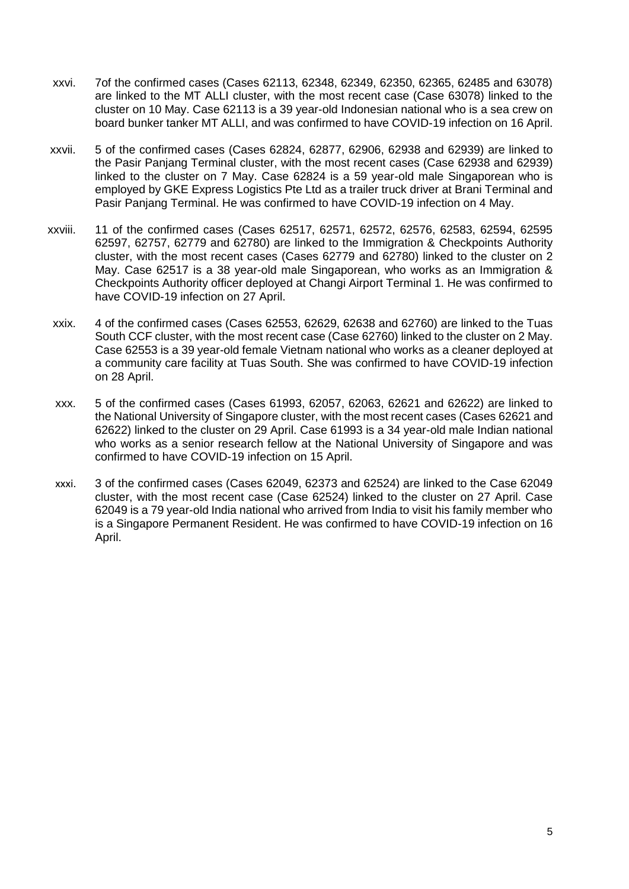xxvi. 7of the confirmed cases (Cases 62113, 62348, 62349, 62350, 62365, 62485 and 63078) are linked to the MT ALLI cluster, with the most recent case (Case 63078) linked to the cluster on 10 May. Case 62113 is a 39 year-old Indonesian national who is a sea crew on board bunker tanker MT ALLI, and was confirmed to have COVID-19 infection on 16 April.

xxvii. 5 of the confirmed cases (Cases 62824, 62877, 62906, 62938 and 62939) are linked to the Pasir Panjang Terminal cluster, with the most recent cases (Case 62938 and 62939) linked to the cluster on 7 May. Case 62824 is a 59 year-old male Singaporean who is employed by GKE Express Logistics Pte Ltd as a trailer truck driver at Brani Terminal and Pasir Panjang Terminal. He was confirmed to have COVID-19 infection on 4 May.

xxviii. 11 of the confirmed cases (Cases 62517, 62571, 62572, 62576, 62583, 62594, 62595 62597, 62757, 62779 and 62780) are linked to the Immigration & Checkpoints Authority cluster, with the most recent cases (Cases 62779 and 62780) linked to the cluster on 2 May. Case 62517 is a 38 year-old male Singaporean, who works as an Immigration & Checkpoints Authority officer deployed at Changi Airport Terminal 1. He was confirmed to have COVID-19 infection on 27 April.

xxix. 4 of the confirmed cases (Cases 62553, 62629, 62638 and 62760) are linked to the Tuas South CCF cluster, with the most recent case (Case 62760) linked to the cluster on 2 May. Case 62553 is a 39 year-old female Vietnam national who works as a cleaner deployed at a community care facility at Tuas South. She was confirmed to have COVID-19 infection on 28 April.

xxx. 5 of the confirmed cases (Cases 61993, 62057, 62063, 62621 and 62622) are linked to the National University of Singapore cluster, with the most recent cases (Cases 62621 and 62622) linked to the cluster on 29 April. Case 61993 is a 34 year-old male Indian national who works as a senior research fellow at the National University of Singapore and was confirmed to have COVID-19 infection on 15 April.

xxxi. 3 of the confirmed cases (Cases 62049, 62373 and 62524) are linked to the Case 62049 cluster, with the most recent case (Case 62524) linked to the cluster on 27 April. Case 62049 is a 79 year-old India national who arrived from India to visit his family member who is a Singapore Permanent Resident. He was confirmed to have COVID-19 infection on 16 April.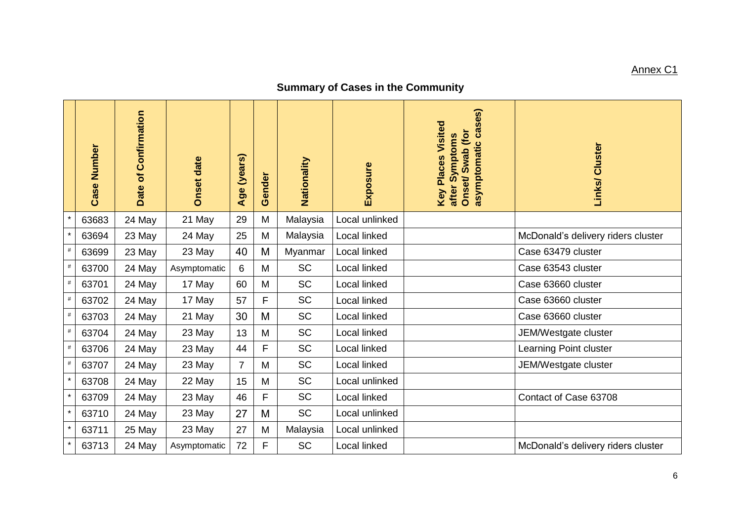Annex C1

**Summary of Cases in the Community**

| | Case Number | Date of Confirmation | Onset date | Age (years) | Gender | Nationality | Exposure | Key Places Visited after Symptoms Onset/ Swab (for asymptomatic cases) | Links/ Cluster |
|---|---|---|---|---|---|---|---|---|---|
| * | 63683 | 24 May | 21 May | 29 | M | Malaysia | Local unlinked | | |
| * | 63694 | 23 May | 24 May | 25 | M | Malaysia | Local linked | | McDonald's delivery riders cluster |
| # | 63699 | 23 May | 23 May | 40 | M | Myanmar | Local linked | | Case 63479 cluster |
| # | 63700 | 24 May | Asymptomatic | 6 | M | SC | Local linked | | Case 63543 cluster |
| # | 63701 | 24 May | 17 May | 60 | M | SC | Local linked | | Case 63660 cluster |
| # | 63702 | 24 May | 17 May | 57 | F | SC | Local linked | | Case 63660 cluster |
| # | 63703 | 24 May | 21 May | 30 | M | SC | Local linked | | Case 63660 cluster |
| # | 63704 | 24 May | 23 May | 13 | M | SC | Local linked | | JEM/Westgate cluster |
| # | 63706 | 24 May | 23 May | 44 | F | SC | Local linked | | Learning Point cluster |
| # | 63707 | 24 May | 23 May | 7 | M | SC | Local linked | | JEM/Westgate cluster |
| * | 63708 | 24 May | 22 May | 15 | M | SC | Local unlinked | | |
| * | 63709 | 24 May | 23 May | 46 | F | SC | Local linked | | Contact of Case 63708 |
| * | 63710 | 24 May | 23 May | 27 | M | SC | Local unlinked | | |
| * | 63711 | 25 May | 23 May | 27 | M | Malaysia | Local unlinked | | |
| * | 63713 | 24 May | Asymptomatic | 72 | F | SC | Local linked | | McDonald's delivery riders cluster |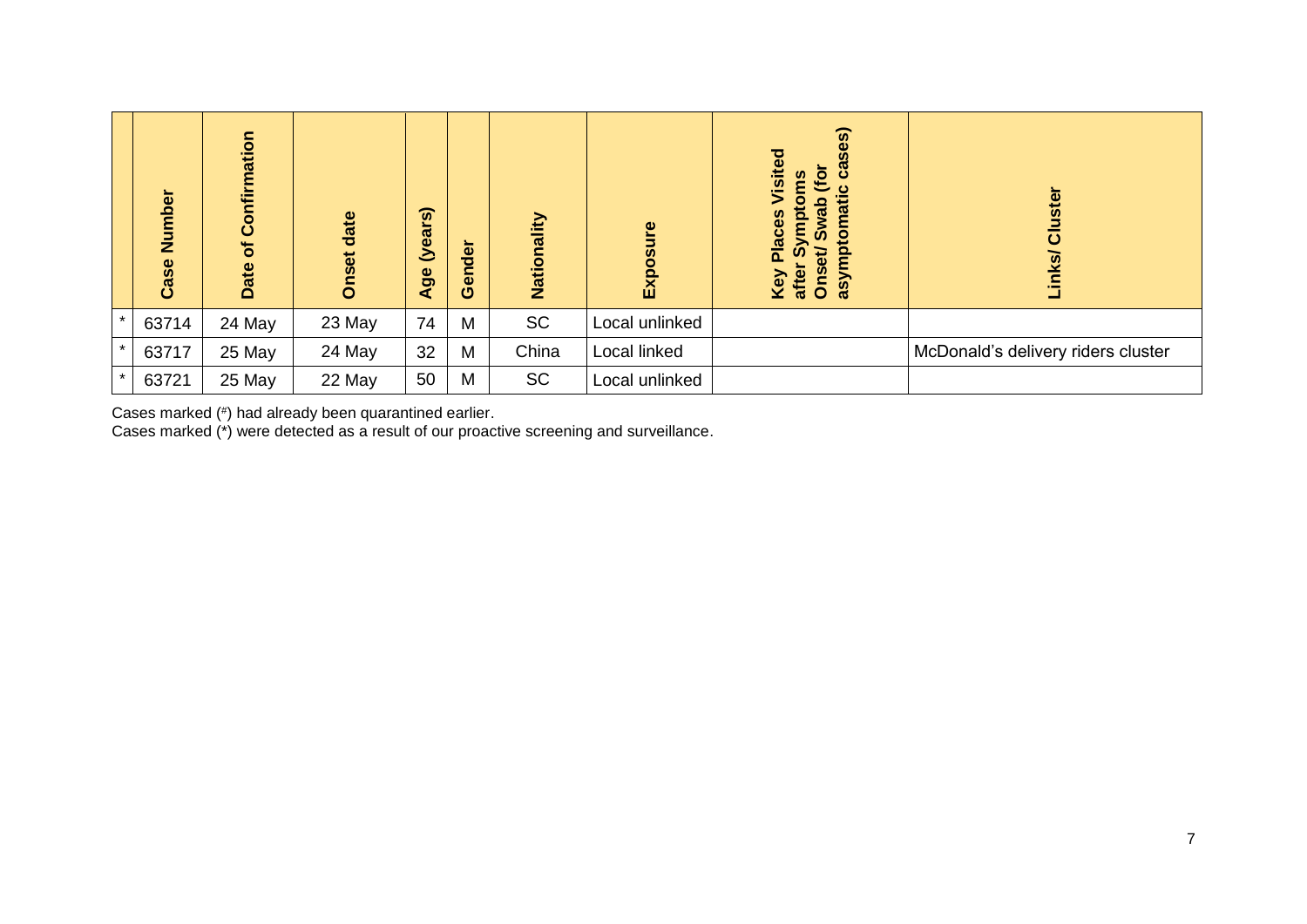| | Case Number | Date of Confirmation | Onset date | Age (years) | Gender | Nationality | Exposure | Key Places Visited after Symptoms Onset/ Swab (for asymptomatic cases) | Links/ Cluster |
|---|---|---|---|---|---|---|---|---|---|
| * | 63714 | 24 May | 23 May | 74 | M | SC | Local unlinked | | |
| * | 63717 | 25 May | 24 May | 32 | M | China | Local linked | | McDonald's delivery riders cluster |
| * | 63721 | 25 May | 22 May | 50 | M | SC | Local unlinked | | |

Cases marked (#) had already been quarantined earlier.
Cases marked (*) were detected as a result of our proactive screening and surveillance.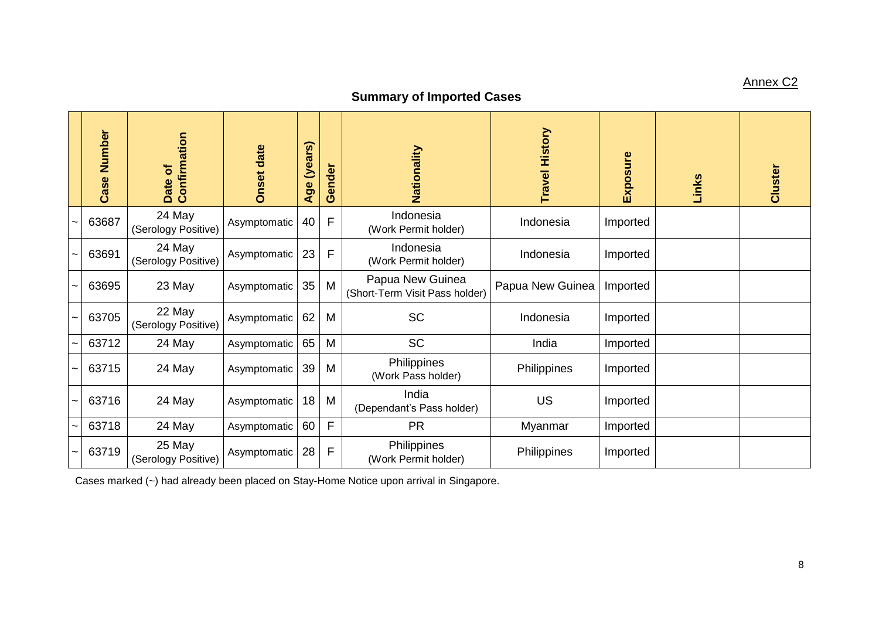Annex C2

## Summary of Imported Cases

| | Case Number | Date of Confirmation | Onset date | Age (years) | Gender | Nationality | Travel History | Exposure | Links | Cluster |
|---|---|---|---|---|---|---|---|---|---|---|
| ~ | 63687 | 24 May (Serology Positive) | Asymptomatic | 40 | F | Indonesia (Work Permit holder) | Indonesia | Imported | | |
| ~ | 63691 | 24 May (Serology Positive) | Asymptomatic | 23 | F | Indonesia (Work Permit holder) | Indonesia | Imported | | |
| ~ | 63695 | 23 May | Asymptomatic | 35 | M | Papua New Guinea (Short-Term Visit Pass holder) | Papua New Guinea | Imported | | |
| ~ | 63705 | 22 May (Serology Positive) | Asymptomatic | 62 | M | SC | Indonesia | Imported | | |
| ~ | 63712 | 24 May | Asymptomatic | 65 | M | SC | India | Imported | | |
| ~ | 63715 | 24 May | Asymptomatic | 39 | M | Philippines (Work Pass holder) | Philippines | Imported | | |
| ~ | 63716 | 24 May | Asymptomatic | 18 | M | India (Dependant's Pass holder) | US | Imported | | |
| ~ | 63718 | 24 May | Asymptomatic | 60 | F | PR | Myanmar | Imported | | |
| ~ | 63719 | 25 May (Serology Positive) | Asymptomatic | 28 | F | Philippines (Work Permit holder) | Philippines | Imported | | |

Cases marked (~) had already been placed on Stay-Home Notice upon arrival in Singapore.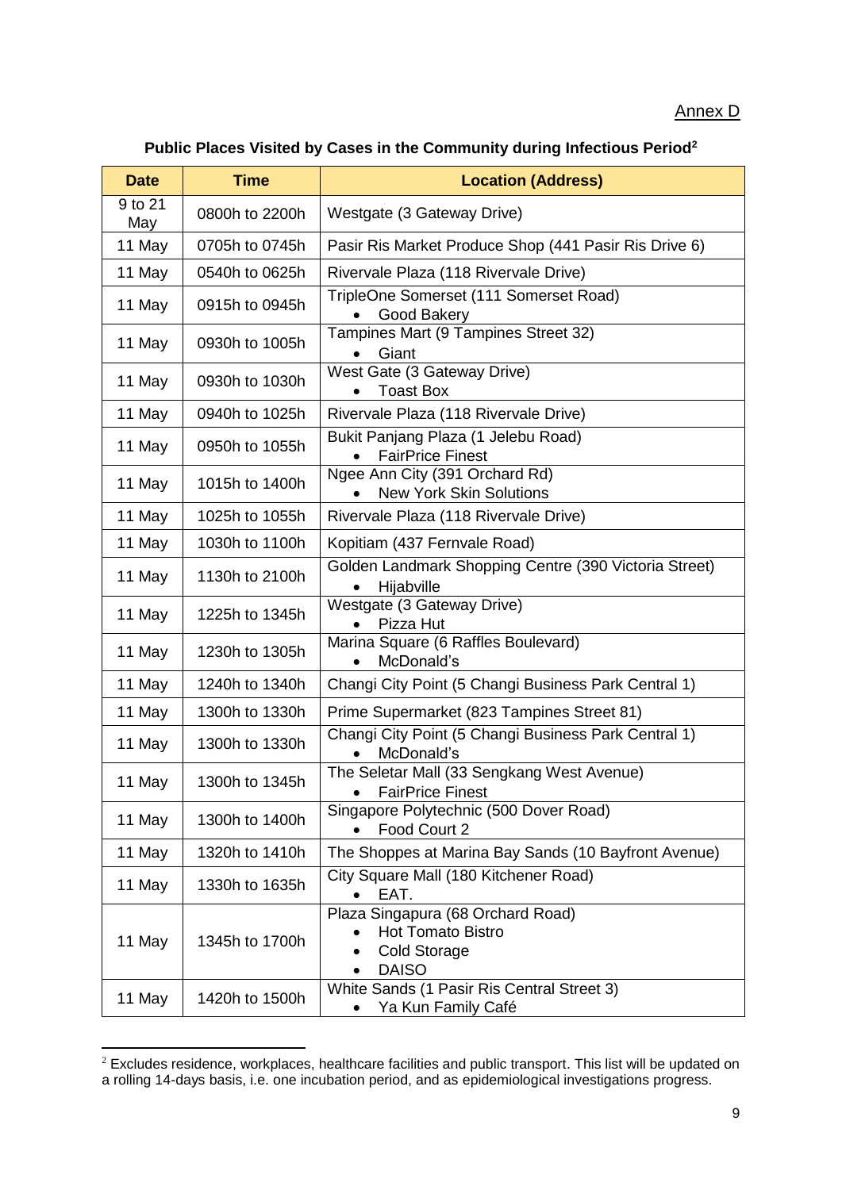Annex D

**Public Places Visited by Cases in the Community during Infectious Period[2]**

| Date | Time | Location (Address) |
|---|---|---|
| 9 to 21 May | 0800h to 2200h | Westgate (3 Gateway Drive) |
| 11 May | 0705h to 0745h | Pasir Ris Market Produce Shop (441 Pasir Ris Drive 6) |
| 11 May | 0540h to 0625h | Rivervale Plaza (118 Rivervale Drive) |
| 11 May | 0915h to 0945h | TripleOne Somerset (111 Somerset Road)<br>• Good Bakery |
| 11 May | 0930h to 1005h | Tampines Mart (9 Tampines Street 32)<br>• Giant |
| 11 May | 0930h to 1030h | West Gate (3 Gateway Drive)<br>• Toast Box |
| 11 May | 0940h to 1025h | Rivervale Plaza (118 Rivervale Drive) |
| 11 May | 0950h to 1055h | Bukit Panjang Plaza (1 Jelebu Road)<br>• FairPrice Finest |
| 11 May | 1015h to 1400h | Ngee Ann City (391 Orchard Rd)<br>• New York Skin Solutions |
| 11 May | 1025h to 1055h | Rivervale Plaza (118 Rivervale Drive) |
| 11 May | 1030h to 1100h | Kopitiam (437 Fernvale Road) |
| 11 May | 1130h to 2100h | Golden Landmark Shopping Centre (390 Victoria Street)<br>• Hijabville |
| 11 May | 1225h to 1345h | Westgate (3 Gateway Drive)<br>• Pizza Hut |
| 11 May | 1230h to 1305h | Marina Square (6 Raffles Boulevard)<br>• McDonald's |
| 11 May | 1240h to 1340h | Changi City Point (5 Changi Business Park Central 1) |
| 11 May | 1300h to 1330h | Prime Supermarket (823 Tampines Street 81) |
| 11 May | 1300h to 1330h | Changi City Point (5 Changi Business Park Central 1)<br>• McDonald's |
| 11 May | 1300h to 1345h | The Seletar Mall (33 Sengkang West Avenue)<br>• FairPrice Finest |
| 11 May | 1300h to 1400h | Singapore Polytechnic (500 Dover Road)<br>• Food Court 2 |
| 11 May | 1320h to 1410h | The Shoppes at Marina Bay Sands (10 Bayfront Avenue) |
| 11 May | 1330h to 1635h | City Square Mall (180 Kitchener Road)<br>• EAT. |
| 11 May | 1345h to 1700h | Plaza Singapura (68 Orchard Road)<br>• Hot Tomato Bistro<br>• Cold Storage<br>• DAISO |
| 11 May | 1420h to 1500h | White Sands (1 Pasir Ris Central Street 3)<br>• Ya Kun Family Café |

[2] Excludes residence, workplaces, healthcare facilities and public transport. This list will be updated on a rolling 14-days basis, i.e. one incubation period, and as epidemiological investigations progress.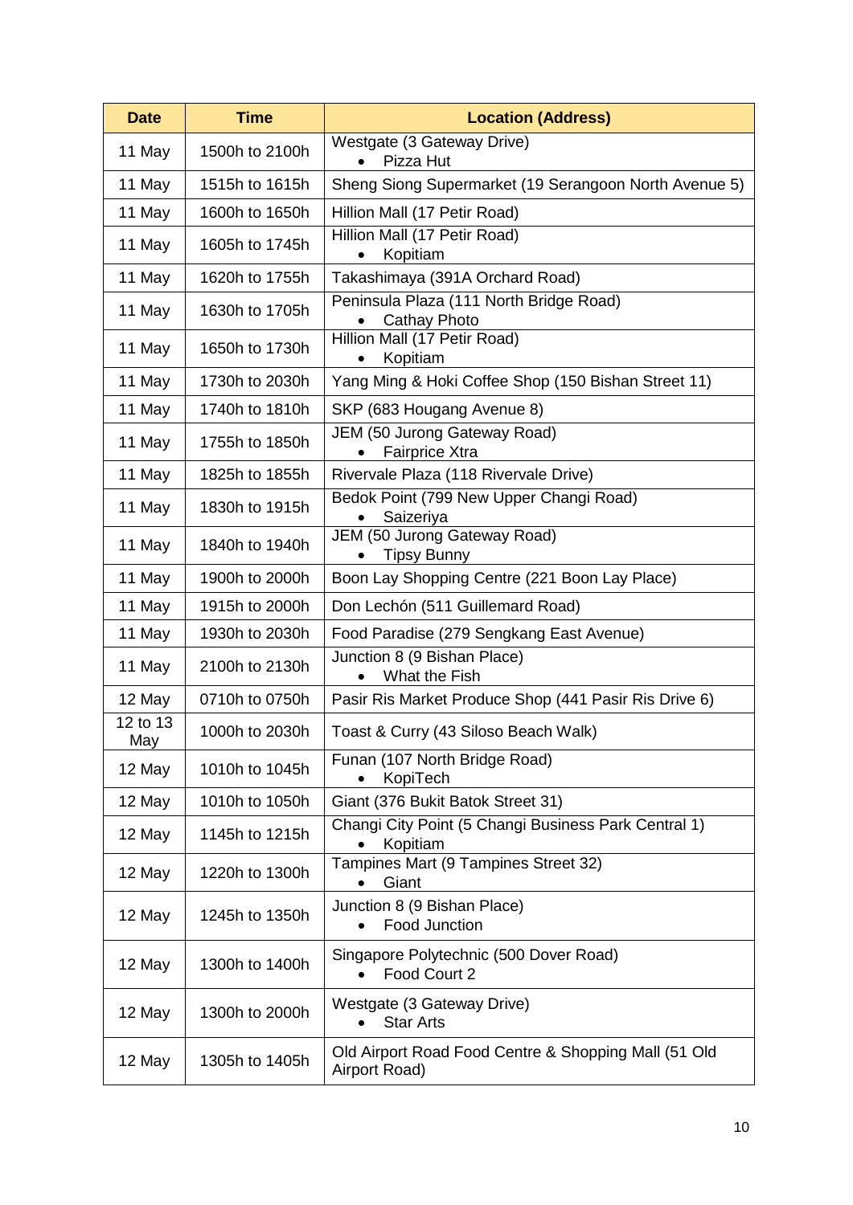| Date | Time | Location (Address) |
|---|---|---|
| 11 May | 1500h to 2100h | Westgate (3 Gateway Drive)<br>• Pizza Hut |
| 11 May | 1515h to 1615h | Sheng Siong Supermarket (19 Serangoon North Avenue 5) |
| 11 May | 1600h to 1650h | Hillion Mall (17 Petir Road) |
| 11 May | 1605h to 1745h | Hillion Mall (17 Petir Road)<br>• Kopitiam |
| 11 May | 1620h to 1755h | Takashimaya (391A Orchard Road) |
| 11 May | 1630h to 1705h | Peninsula Plaza (111 North Bridge Road)<br>• Cathay Photo |
| 11 May | 1650h to 1730h | Hillion Mall (17 Petir Road)<br>• Kopitiam |
| 11 May | 1730h to 2030h | Yang Ming & Hoki Coffee Shop (150 Bishan Street 11) |
| 11 May | 1740h to 1810h | SKP (683 Hougang Avenue 8) |
| 11 May | 1755h to 1850h | JEM (50 Jurong Gateway Road)<br>• Fairprice Xtra |
| 11 May | 1825h to 1855h | Rivervale Plaza (118 Rivervale Drive) |
| 11 May | 1830h to 1915h | Bedok Point (799 New Upper Changi Road)<br>• Saizeriya |
| 11 May | 1840h to 1940h | JEM (50 Jurong Gateway Road)<br>• Tipsy Bunny |
| 11 May | 1900h to 2000h | Boon Lay Shopping Centre (221 Boon Lay Place) |
| 11 May | 1915h to 2000h | Don Lechón (511 Guillemard Road) |
| 11 May | 1930h to 2030h | Food Paradise (279 Sengkang East Avenue) |
| 11 May | 2100h to 2130h | Junction 8 (9 Bishan Place)<br>• What the Fish |
| 12 May | 0710h to 0750h | Pasir Ris Market Produce Shop (441 Pasir Ris Drive 6) |
| 12 to 13 May | 1000h to 2030h | Toast & Curry (43 Siloso Beach Walk) |
| 12 May | 1010h to 1045h | Funan (107 North Bridge Road)<br>• KopiTech |
| 12 May | 1010h to 1050h | Giant (376 Bukit Batok Street 31) |
| 12 May | 1145h to 1215h | Changi City Point (5 Changi Business Park Central 1)<br>• Kopitiam |
| 12 May | 1220h to 1300h | Tampines Mart (9 Tampines Street 32)<br>• Giant |
| 12 May | 1245h to 1350h | Junction 8 (9 Bishan Place)<br>• Food Junction |
| 12 May | 1300h to 1400h | Singapore Polytechnic (500 Dover Road)<br>• Food Court 2 |
| 12 May | 1300h to 2000h | Westgate (3 Gateway Drive)<br>• Star Arts |
| 12 May | 1305h to 1405h | Old Airport Road Food Centre & Shopping Mall (51 Old Airport Road) |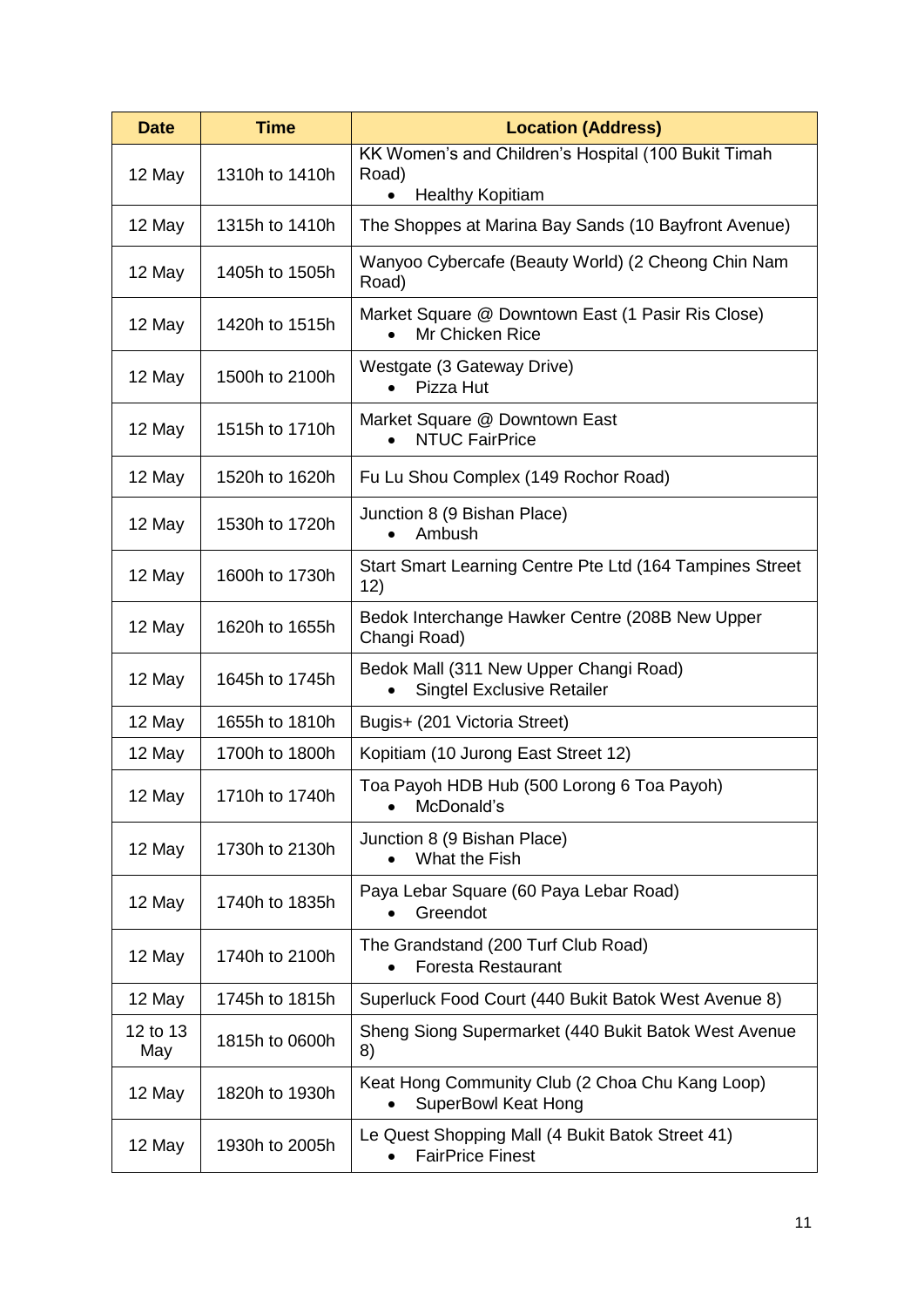| Date | Time | Location (Address) |
|---|---|---|
| 12 May | 1310h to 1410h | KK Women's and Children's Hospital (100 Bukit Timah Road)<br>• Healthy Kopitiam |
| 12 May | 1315h to 1410h | The Shoppes at Marina Bay Sands (10 Bayfront Avenue) |
| 12 May | 1405h to 1505h | Wanyoo Cybercafe (Beauty World) (2 Cheong Chin Nam Road) |
| 12 May | 1420h to 1515h | Market Square @ Downtown East (1 Pasir Ris Close)<br>• Mr Chicken Rice |
| 12 May | 1500h to 2100h | Westgate (3 Gateway Drive)<br>• Pizza Hut |
| 12 May | 1515h to 1710h | Market Square @ Downtown East<br>• NTUC FairPrice |
| 12 May | 1520h to 1620h | Fu Lu Shou Complex (149 Rochor Road) |
| 12 May | 1530h to 1720h | Junction 8 (9 Bishan Place)<br>• Ambush |
| 12 May | 1600h to 1730h | Start Smart Learning Centre Pte Ltd (164 Tampines Street 12) |
| 12 May | 1620h to 1655h | Bedok Interchange Hawker Centre (208B New Upper Changi Road) |
| 12 May | 1645h to 1745h | Bedok Mall (311 New Upper Changi Road)<br>• Singtel Exclusive Retailer |
| 12 May | 1655h to 1810h | Bugis+ (201 Victoria Street) |
| 12 May | 1700h to 1800h | Kopitiam (10 Jurong East Street 12) |
| 12 May | 1710h to 1740h | Toa Payoh HDB Hub (500 Lorong 6 Toa Payoh)<br>• McDonald's |
| 12 May | 1730h to 2130h | Junction 8 (9 Bishan Place)<br>• What the Fish |
| 12 May | 1740h to 1835h | Paya Lebar Square (60 Paya Lebar Road)<br>• Greendot |
| 12 May | 1740h to 2100h | The Grandstand (200 Turf Club Road)<br>• Foresta Restaurant |
| 12 May | 1745h to 1815h | Superluck Food Court (440 Bukit Batok West Avenue 8) |
| 12 to 13 May | 1815h to 0600h | Sheng Siong Supermarket (440 Bukit Batok West Avenue 8) |
| 12 May | 1820h to 1930h | Keat Hong Community Club (2 Choa Chu Kang Loop)<br>• SuperBowl Keat Hong |
| 12 May | 1930h to 2005h | Le Quest Shopping Mall (4 Bukit Batok Street 41)<br>• FairPrice Finest |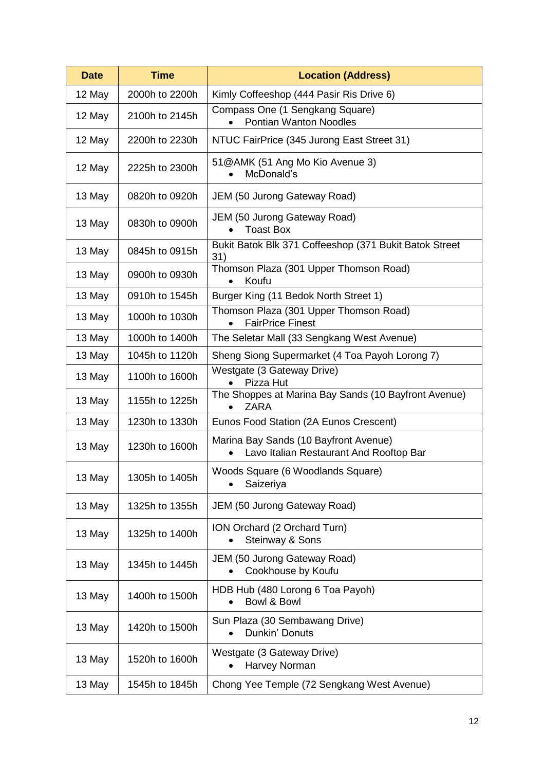| Date | Time | Location (Address) |
|---|---|---|
| 12 May | 2000h to 2200h | Kimly Coffeeshop (444 Pasir Ris Drive 6) |
| 12 May | 2100h to 2145h | Compass One (1 Sengkang Square)<br>• Pontian Wanton Noodles |
| 12 May | 2200h to 2230h | NTUC FairPrice (345 Jurong East Street 31) |
| 12 May | 2225h to 2300h | 51@AMK (51 Ang Mo Kio Avenue 3)<br>• McDonald's |
| 13 May | 0820h to 0920h | JEM (50 Jurong Gateway Road) |
| 13 May | 0830h to 0900h | JEM (50 Jurong Gateway Road)<br>• Toast Box |
| 13 May | 0845h to 0915h | Bukit Batok Blk 371 Coffeeshop (371 Bukit Batok Street 31) |
| 13 May | 0900h to 0930h | Thomson Plaza (301 Upper Thomson Road)<br>• Koufu |
| 13 May | 0910h to 1545h | Burger King (11 Bedok North Street 1) |
| 13 May | 1000h to 1030h | Thomson Plaza (301 Upper Thomson Road)<br>• FairPrice Finest |
| 13 May | 1000h to 1400h | The Seletar Mall (33 Sengkang West Avenue) |
| 13 May | 1045h to 1120h | Sheng Siong Supermarket (4 Toa Payoh Lorong 7) |
| 13 May | 1100h to 1600h | Westgate (3 Gateway Drive)<br>• Pizza Hut |
| 13 May | 1155h to 1225h | The Shoppes at Marina Bay Sands (10 Bayfront Avenue)<br>• ZARA |
| 13 May | 1230h to 1330h | Eunos Food Station (2A Eunos Crescent) |
| 13 May | 1230h to 1600h | Marina Bay Sands (10 Bayfront Avenue)<br>• Lavo Italian Restaurant And Rooftop Bar |
| 13 May | 1305h to 1405h | Woods Square (6 Woodlands Square)<br>• Saizeriya |
| 13 May | 1325h to 1355h | JEM (50 Jurong Gateway Road) |
| 13 May | 1325h to 1400h | ION Orchard (2 Orchard Turn)<br>• Steinway & Sons |
| 13 May | 1345h to 1445h | JEM (50 Jurong Gateway Road)<br>• Cookhouse by Koufu |
| 13 May | 1400h to 1500h | HDB Hub (480 Lorong 6 Toa Payoh)<br>• Bowl & Bowl |
| 13 May | 1420h to 1500h | Sun Plaza (30 Sembawang Drive)<br>• Dunkin' Donuts |
| 13 May | 1520h to 1600h | Westgate (3 Gateway Drive)<br>• Harvey Norman |
| 13 May | 1545h to 1845h | Chong Yee Temple (72 Sengkang West Avenue) |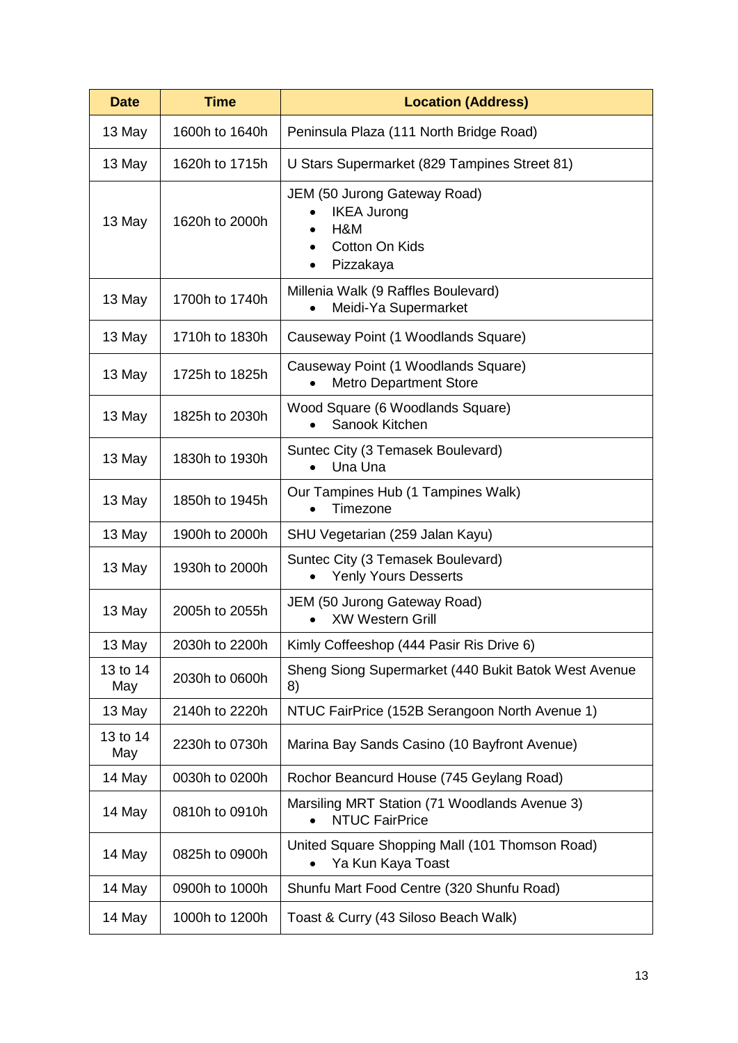| Date | Time | Location (Address) |
|---|---|---|
| 13 May | 1600h to 1640h | Peninsula Plaza (111 North Bridge Road) |
| 13 May | 1620h to 1715h | U Stars Supermarket (829 Tampines Street 81) |
| 13 May | 1620h to 2000h | JEM (50 Jurong Gateway Road)<br>• IKEA Jurong<br>• H&M<br>• Cotton On Kids<br>• Pizzakaya |
| 13 May | 1700h to 1740h | Millenia Walk (9 Raffles Boulevard)<br>• Meidi-Ya Supermarket |
| 13 May | 1710h to 1830h | Causeway Point (1 Woodlands Square) |
| 13 May | 1725h to 1825h | Causeway Point (1 Woodlands Square)<br>• Metro Department Store |
| 13 May | 1825h to 2030h | Wood Square (6 Woodlands Square)<br>• Sanook Kitchen |
| 13 May | 1830h to 1930h | Suntec City (3 Temasek Boulevard)<br>• Una Una |
| 13 May | 1850h to 1945h | Our Tampines Hub (1 Tampines Walk)<br>• Timezone |
| 13 May | 1900h to 2000h | SHU Vegetarian (259 Jalan Kayu) |
| 13 May | 1930h to 2000h | Suntec City (3 Temasek Boulevard)<br>• Yenly Yours Desserts |
| 13 May | 2005h to 2055h | JEM (50 Jurong Gateway Road)<br>• XW Western Grill |
| 13 May | 2030h to 2200h | Kimly Coffeeshop (444 Pasir Ris Drive 6) |
| 13 to 14 May | 2030h to 0600h | Sheng Siong Supermarket (440 Bukit Batok West Avenue 8) |
| 13 May | 2140h to 2220h | NTUC FairPrice (152B Serangoon North Avenue 1) |
| 13 to 14 May | 2230h to 0730h | Marina Bay Sands Casino (10 Bayfront Avenue) |
| 14 May | 0030h to 0200h | Rochor Beancurd House (745 Geylang Road) |
| 14 May | 0810h to 0910h | Marsiling MRT Station (71 Woodlands Avenue 3)<br>• NTUC FairPrice |
| 14 May | 0825h to 0900h | United Square Shopping Mall (101 Thomson Road)<br>• Ya Kun Kaya Toast |
| 14 May | 0900h to 1000h | Shunfu Mart Food Centre (320 Shunfu Road) |
| 14 May | 1000h to 1200h | Toast & Curry (43 Siloso Beach Walk) |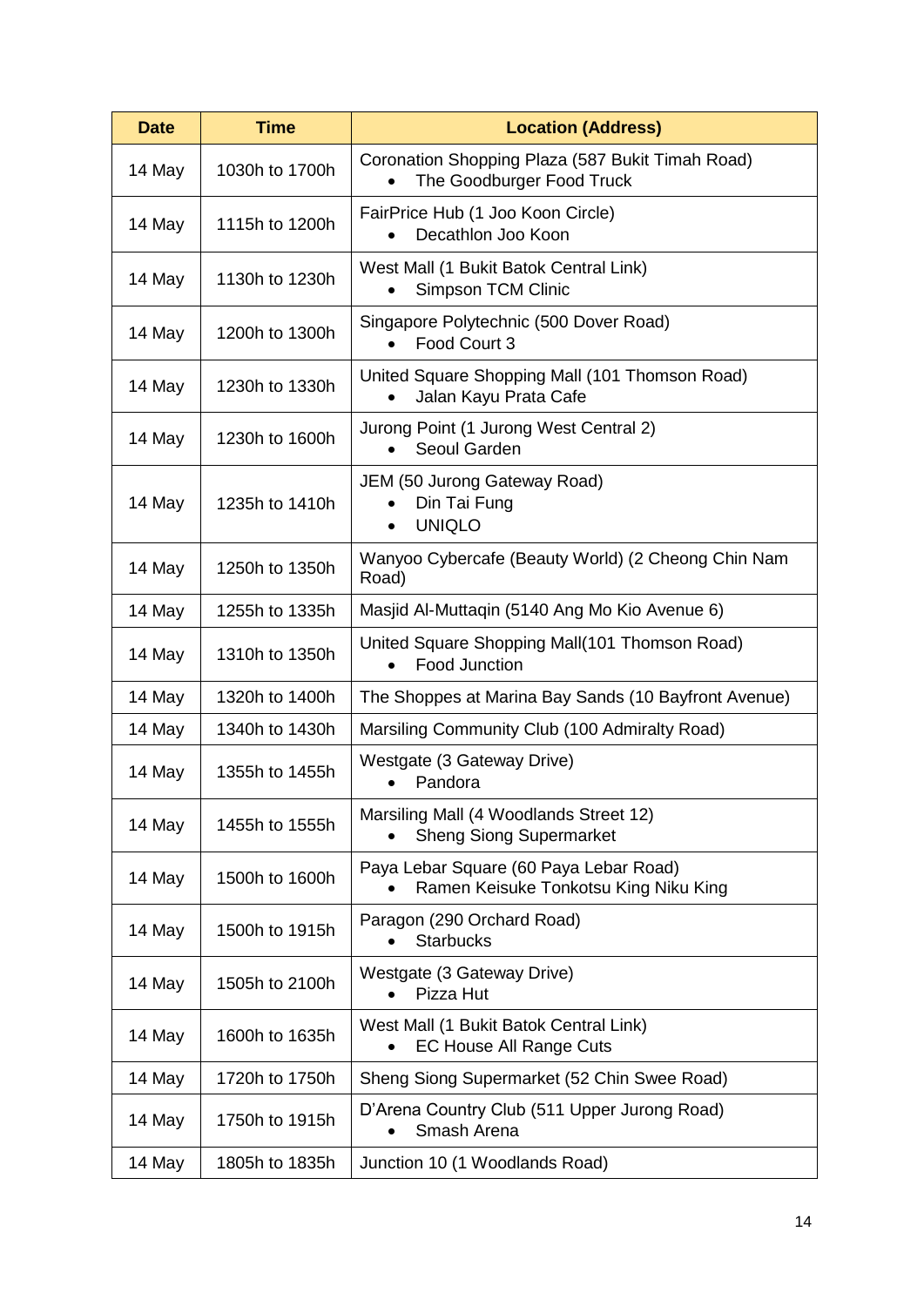| Date | Time | Location (Address) |
|---|---|---|
| 14 May | 1030h to 1700h | Coronation Shopping Plaza (587 Bukit Timah Road)<br>• The Goodburger Food Truck |
| 14 May | 1115h to 1200h | FairPrice Hub (1 Joo Koon Circle)<br>• Decathlon Joo Koon |
| 14 May | 1130h to 1230h | West Mall (1 Bukit Batok Central Link)<br>• Simpson TCM Clinic |
| 14 May | 1200h to 1300h | Singapore Polytechnic (500 Dover Road)<br>• Food Court 3 |
| 14 May | 1230h to 1330h | United Square Shopping Mall (101 Thomson Road)<br>• Jalan Kayu Prata Cafe |
| 14 May | 1230h to 1600h | Jurong Point (1 Jurong West Central 2)<br>• Seoul Garden |
| 14 May | 1235h to 1410h | JEM (50 Jurong Gateway Road)<br>• Din Tai Fung<br>• UNIQLO |
| 14 May | 1250h to 1350h | Wanyoo Cybercafe (Beauty World) (2 Cheong Chin Nam Road) |
| 14 May | 1255h to 1335h | Masjid Al-Muttaqin (5140 Ang Mo Kio Avenue 6) |
| 14 May | 1310h to 1350h | United Square Shopping Mall(101 Thomson Road)<br>• Food Junction |
| 14 May | 1320h to 1400h | The Shoppes at Marina Bay Sands (10 Bayfront Avenue) |
| 14 May | 1340h to 1430h | Marsiling Community Club (100 Admiralty Road) |
| 14 May | 1355h to 1455h | Westgate (3 Gateway Drive)<br>• Pandora |
| 14 May | 1455h to 1555h | Marsiling Mall (4 Woodlands Street 12)<br>• Sheng Siong Supermarket |
| 14 May | 1500h to 1600h | Paya Lebar Square (60 Paya Lebar Road)<br>• Ramen Keisuke Tonkotsu King Niku King |
| 14 May | 1500h to 1915h | Paragon (290 Orchard Road)<br>• Starbucks |
| 14 May | 1505h to 2100h | Westgate (3 Gateway Drive)<br>• Pizza Hut |
| 14 May | 1600h to 1635h | West Mall (1 Bukit Batok Central Link)<br>• EC House All Range Cuts |
| 14 May | 1720h to 1750h | Sheng Siong Supermarket (52 Chin Swee Road) |
| 14 May | 1750h to 1915h | D'Arena Country Club (511 Upper Jurong Road)<br>• Smash Arena |
| 14 May | 1805h to 1835h | Junction 10 (1 Woodlands Road) |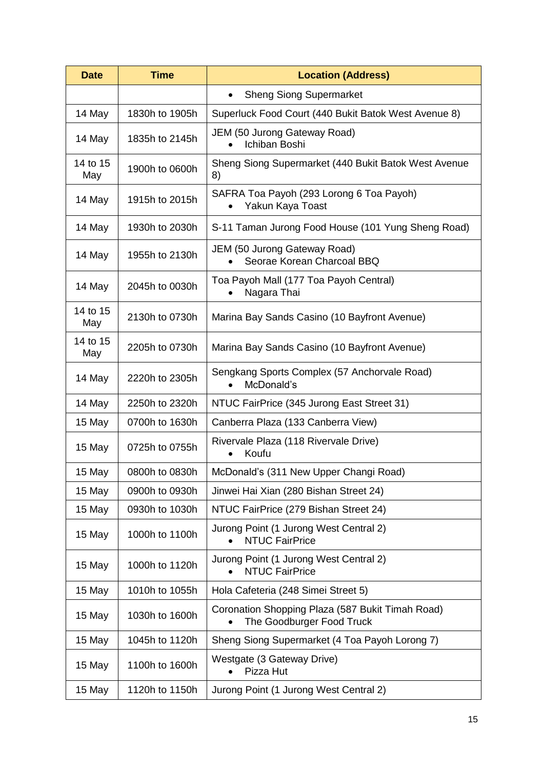| Date | Time | Location (Address) |
|---|---|---|
| | | • Sheng Siong Supermarket |
| 14 May | 1830h to 1905h | Superluck Food Court (440 Bukit Batok West Avenue 8) |
| 14 May | 1835h to 2145h | JEM (50 Jurong Gateway Road) • Ichiban Boshi |
| 14 to 15 May | 1900h to 0600h | Sheng Siong Supermarket (440 Bukit Batok West Avenue 8) |
| 14 May | 1915h to 2015h | SAFRA Toa Payoh (293 Lorong 6 Toa Payoh) • Yakun Kaya Toast |
| 14 May | 1930h to 2030h | S-11 Taman Jurong Food House (101 Yung Sheng Road) |
| 14 May | 1955h to 2130h | JEM (50 Jurong Gateway Road) • Seorae Korean Charcoal BBQ |
| 14 May | 2045h to 0030h | Toa Payoh Mall (177 Toa Payoh Central) • Nagara Thai |
| 14 to 15 May | 2130h to 0730h | Marina Bay Sands Casino (10 Bayfront Avenue) |
| 14 to 15 May | 2205h to 0730h | Marina Bay Sands Casino (10 Bayfront Avenue) |
| 14 May | 2220h to 2305h | Sengkang Sports Complex (57 Anchorvale Road) • McDonald's |
| 14 May | 2250h to 2320h | NTUC FairPrice (345 Jurong East Street 31) |
| 15 May | 0700h to 1630h | Canberra Plaza (133 Canberra View) |
| 15 May | 0725h to 0755h | Rivervale Plaza (118 Rivervale Drive) • Koufu |
| 15 May | 0800h to 0830h | McDonald's (311 New Upper Changi Road) |
| 15 May | 0900h to 0930h | Jinwei Hai Xian (280 Bishan Street 24) |
| 15 May | 0930h to 1030h | NTUC FairPrice (279 Bishan Street 24) |
| 15 May | 1000h to 1100h | Jurong Point (1 Jurong West Central 2) • NTUC FairPrice |
| 15 May | 1000h to 1120h | Jurong Point (1 Jurong West Central 2) • NTUC FairPrice |
| 15 May | 1010h to 1055h | Hola Cafeteria (248 Simei Street 5) |
| 15 May | 1030h to 1600h | Coronation Shopping Plaza (587 Bukit Timah Road) • The Goodburger Food Truck |
| 15 May | 1045h to 1120h | Sheng Siong Supermarket (4 Toa Payoh Lorong 7) |
| 15 May | 1100h to 1600h | Westgate (3 Gateway Drive) • Pizza Hut |
| 15 May | 1120h to 1150h | Jurong Point (1 Jurong West Central 2) |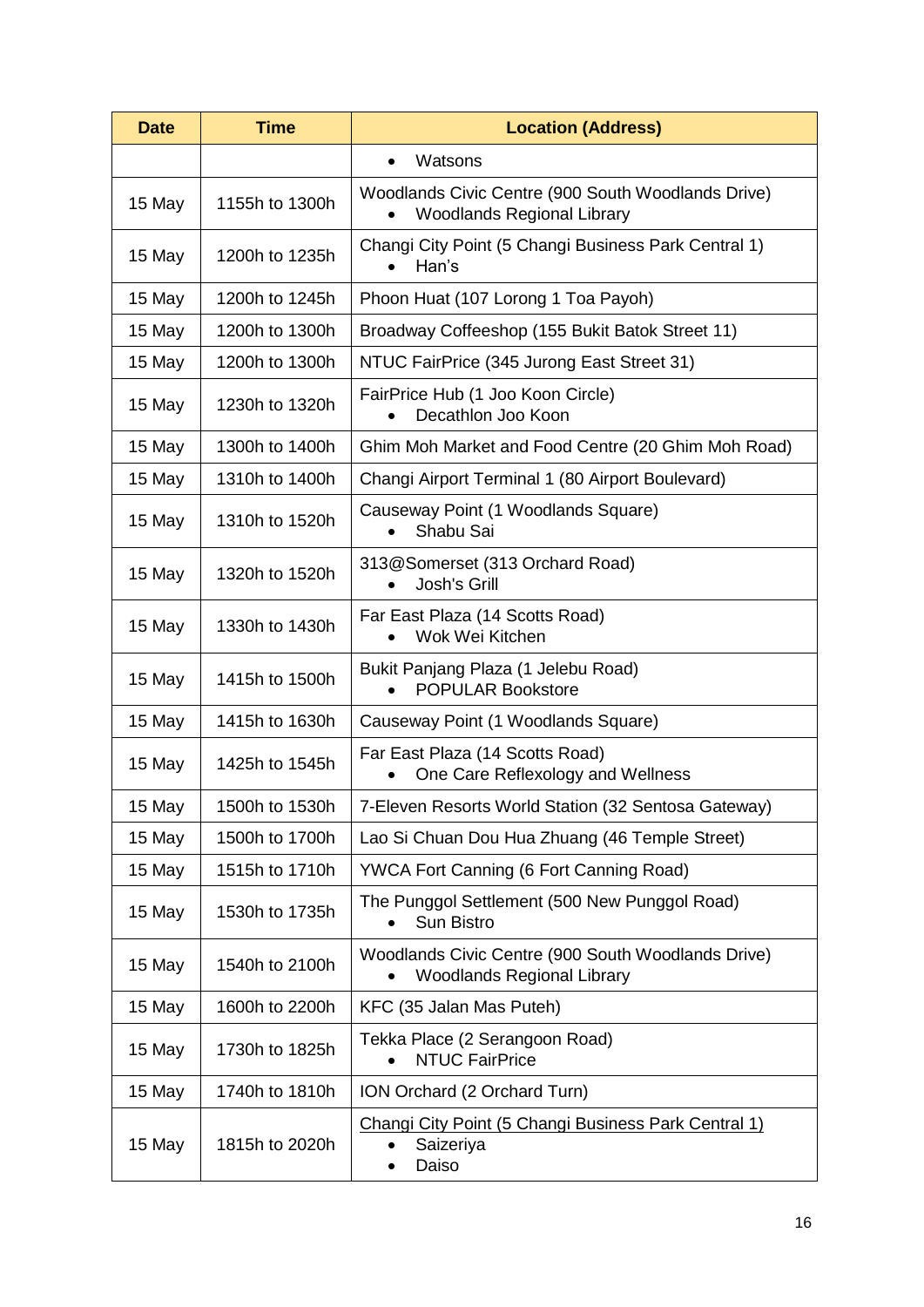| Date | Time | Location (Address) |
|---|---|---|
| | | • Watsons |
| 15 May | 1155h to 1300h | Woodlands Civic Centre (900 South Woodlands Drive)<br>• Woodlands Regional Library |
| 15 May | 1200h to 1235h | Changi City Point (5 Changi Business Park Central 1)<br>• Han's |
| 15 May | 1200h to 1245h | Phoon Huat (107 Lorong 1 Toa Payoh) |
| 15 May | 1200h to 1300h | Broadway Coffeeshop (155 Bukit Batok Street 11) |
| 15 May | 1200h to 1300h | NTUC FairPrice (345 Jurong East Street 31) |
| 15 May | 1230h to 1320h | FairPrice Hub (1 Joo Koon Circle)<br>• Decathlon Joo Koon |
| 15 May | 1300h to 1400h | Ghim Moh Market and Food Centre (20 Ghim Moh Road) |
| 15 May | 1310h to 1400h | Changi Airport Terminal 1 (80 Airport Boulevard) |
| 15 May | 1310h to 1520h | Causeway Point (1 Woodlands Square)<br>• Shabu Sai |
| 15 May | 1320h to 1520h | 313@Somerset (313 Orchard Road)<br>• Josh's Grill |
| 15 May | 1330h to 1430h | Far East Plaza (14 Scotts Road)<br>• Wok Wei Kitchen |
| 15 May | 1415h to 1500h | Bukit Panjang Plaza (1 Jelebu Road)<br>• POPULAR Bookstore |
| 15 May | 1415h to 1630h | Causeway Point (1 Woodlands Square) |
| 15 May | 1425h to 1545h | Far East Plaza (14 Scotts Road)<br>• One Care Reflexology and Wellness |
| 15 May | 1500h to 1530h | 7-Eleven Resorts World Station (32 Sentosa Gateway) |
| 15 May | 1500h to 1700h | Lao Si Chuan Dou Hua Zhuang (46 Temple Street) |
| 15 May | 1515h to 1710h | YWCA Fort Canning (6 Fort Canning Road) |
| 15 May | 1530h to 1735h | The Punggol Settlement (500 New Punggol Road)<br>• Sun Bistro |
| 15 May | 1540h to 2100h | Woodlands Civic Centre (900 South Woodlands Drive)<br>• Woodlands Regional Library |
| 15 May | 1600h to 2200h | KFC (35 Jalan Mas Puteh) |
| 15 May | 1730h to 1825h | Tekka Place (2 Serangoon Road)<br>• NTUC FairPrice |
| 15 May | 1740h to 1810h | ION Orchard (2 Orchard Turn) |
| 15 May | 1815h to 2020h | Changi City Point (5 Changi Business Park Central 1)<br>• Saizeriya<br>• Daiso |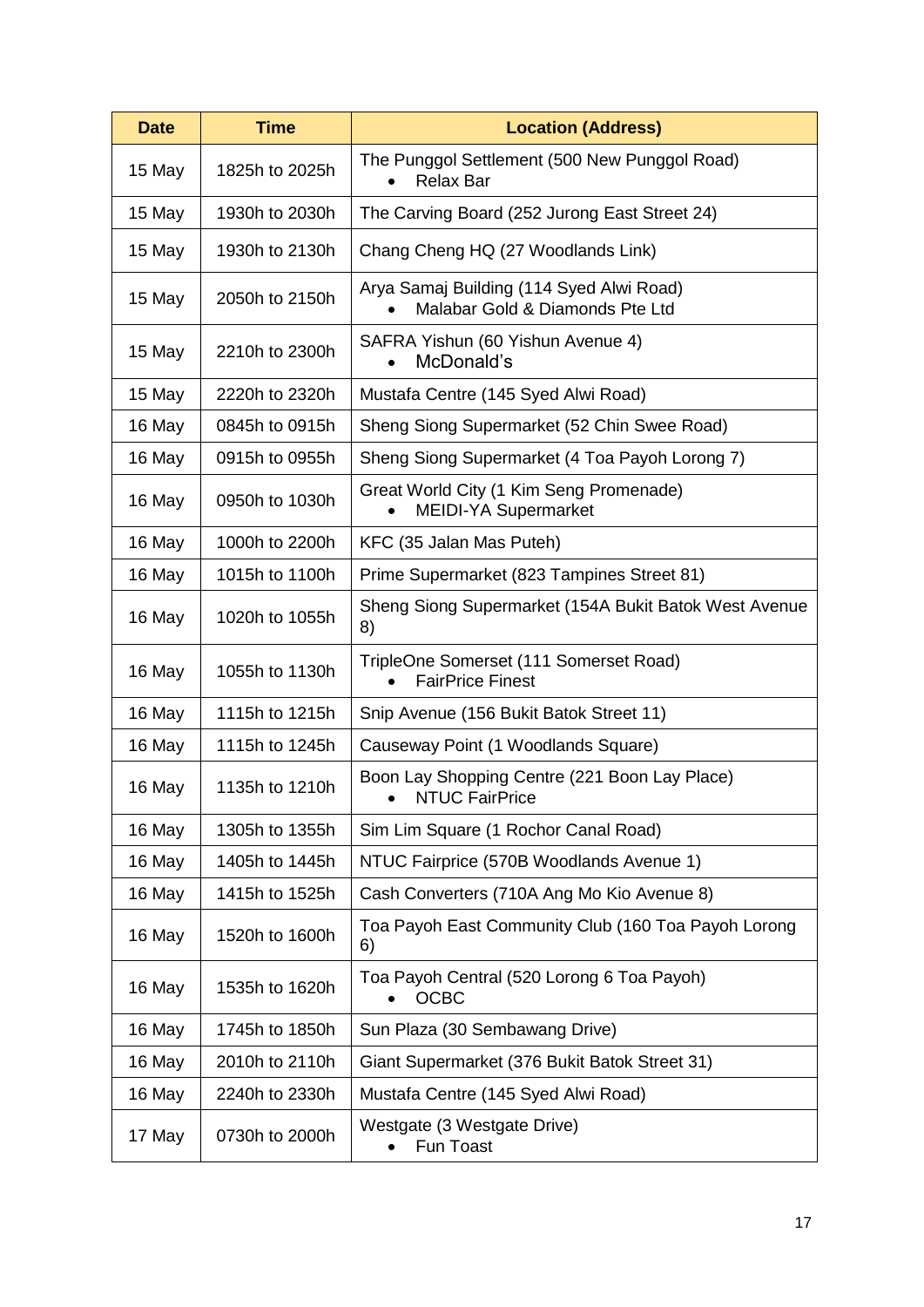| Date | Time | Location (Address) |
|---|---|---|
| 15 May | 1825h to 2025h | The Punggol Settlement (500 New Punggol Road)<br>• Relax Bar |
| 15 May | 1930h to 2030h | The Carving Board (252 Jurong East Street 24) |
| 15 May | 1930h to 2130h | Chang Cheng HQ (27 Woodlands Link) |
| 15 May | 2050h to 2150h | Arya Samaj Building (114 Syed Alwi Road)<br>• Malabar Gold & Diamonds Pte Ltd |
| 15 May | 2210h to 2300h | SAFRA Yishun (60 Yishun Avenue 4)<br>• McDonald's |
| 15 May | 2220h to 2320h | Mustafa Centre (145 Syed Alwi Road) |
| 16 May | 0845h to 0915h | Sheng Siong Supermarket (52 Chin Swee Road) |
| 16 May | 0915h to 0955h | Sheng Siong Supermarket (4 Toa Payoh Lorong 7) |
| 16 May | 0950h to 1030h | Great World City (1 Kim Seng Promenade)<br>• MEIDI-YA Supermarket |
| 16 May | 1000h to 2200h | KFC (35 Jalan Mas Puteh) |
| 16 May | 1015h to 1100h | Prime Supermarket (823 Tampines Street 81) |
| 16 May | 1020h to 1055h | Sheng Siong Supermarket (154A Bukit Batok West Avenue 8) |
| 16 May | 1055h to 1130h | TripleOne Somerset (111 Somerset Road)<br>• FairPrice Finest |
| 16 May | 1115h to 1215h | Snip Avenue (156 Bukit Batok Street 11) |
| 16 May | 1115h to 1245h | Causeway Point (1 Woodlands Square) |
| 16 May | 1135h to 1210h | Boon Lay Shopping Centre (221 Boon Lay Place)<br>• NTUC FairPrice |
| 16 May | 1305h to 1355h | Sim Lim Square (1 Rochor Canal Road) |
| 16 May | 1405h to 1445h | NTUC Fairprice (570B Woodlands Avenue 1) |
| 16 May | 1415h to 1525h | Cash Converters (710A Ang Mo Kio Avenue 8) |
| 16 May | 1520h to 1600h | Toa Payoh East Community Club (160 Toa Payoh Lorong 6) |
| 16 May | 1535h to 1620h | Toa Payoh Central (520 Lorong 6 Toa Payoh)<br>• OCBC |
| 16 May | 1745h to 1850h | Sun Plaza (30 Sembawang Drive) |
| 16 May | 2010h to 2110h | Giant Supermarket (376 Bukit Batok Street 31) |
| 16 May | 2240h to 2330h | Mustafa Centre (145 Syed Alwi Road) |
| 17 May | 0730h to 2000h | Westgate (3 Westgate Drive)<br>• Fun Toast |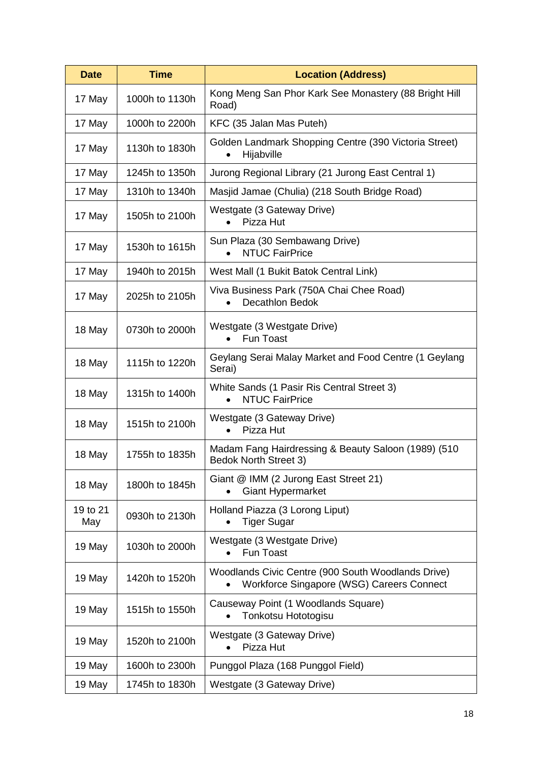| Date | Time | Location (Address) |
|---|---|---|
| 17 May | 1000h to 1130h | Kong Meng San Phor Kark See Monastery (88 Bright Hill Road) |
| 17 May | 1000h to 2200h | KFC (35 Jalan Mas Puteh) |
| 17 May | 1130h to 1830h | Golden Landmark Shopping Centre (390 Victoria Street)<br>• Hijabville |
| 17 May | 1245h to 1350h | Jurong Regional Library (21 Jurong East Central 1) |
| 17 May | 1310h to 1340h | Masjid Jamae (Chulia) (218 South Bridge Road) |
| 17 May | 1505h to 2100h | Westgate (3 Gateway Drive)<br>• Pizza Hut |
| 17 May | 1530h to 1615h | Sun Plaza (30 Sembawang Drive)<br>• NTUC FairPrice |
| 17 May | 1940h to 2015h | West Mall (1 Bukit Batok Central Link) |
| 17 May | 2025h to 2105h | Viva Business Park (750A Chai Chee Road)<br>• Decathlon Bedok |
| 18 May | 0730h to 2000h | Westgate (3 Westgate Drive)<br>• Fun Toast |
| 18 May | 1115h to 1220h | Geylang Serai Malay Market and Food Centre (1 Geylang Serai) |
| 18 May | 1315h to 1400h | White Sands (1 Pasir Ris Central Street 3)<br>• NTUC FairPrice |
| 18 May | 1515h to 2100h | Westgate (3 Gateway Drive)<br>• Pizza Hut |
| 18 May | 1755h to 1835h | Madam Fang Hairdressing & Beauty Saloon (1989) (510 Bedok North Street 3) |
| 18 May | 1800h to 1845h | Giant @ IMM (2 Jurong East Street 21)<br>• Giant Hypermarket |
| 19 to 21 May | 0930h to 2130h | Holland Piazza (3 Lorong Liput)<br>• Tiger Sugar |
| 19 May | 1030h to 2000h | Westgate (3 Westgate Drive)<br>• Fun Toast |
| 19 May | 1420h to 1520h | Woodlands Civic Centre (900 South Woodlands Drive)<br>• Workforce Singapore (WSG) Careers Connect |
| 19 May | 1515h to 1550h | Causeway Point (1 Woodlands Square)<br>• Tonkotsu Hototogisu |
| 19 May | 1520h to 2100h | Westgate (3 Gateway Drive)<br>• Pizza Hut |
| 19 May | 1600h to 2300h | Punggol Plaza (168 Punggol Field) |
| 19 May | 1745h to 1830h | Westgate (3 Gateway Drive) |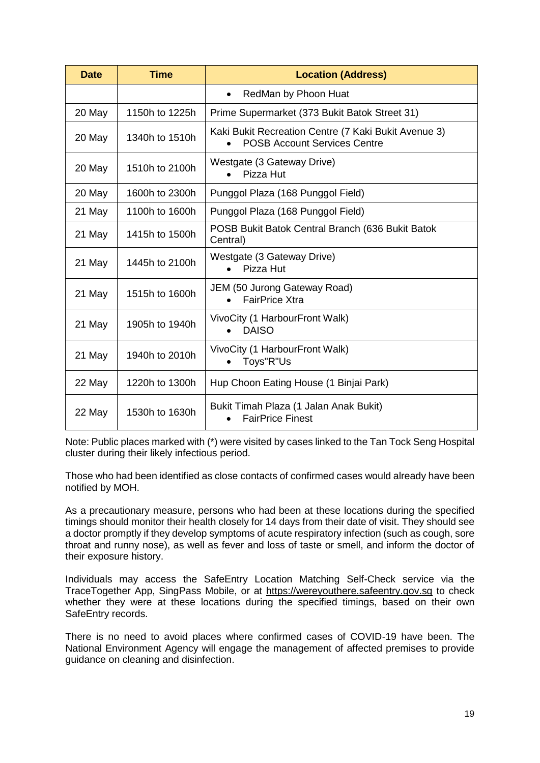| Date | Time | Location (Address) |
|---|---|---|
| | | • RedMan by Phoon Huat |
| 20 May | 1150h to 1225h | Prime Supermarket (373 Bukit Batok Street 31) |
| 20 May | 1340h to 1510h | Kaki Bukit Recreation Centre (7 Kaki Bukit Avenue 3) • POSB Account Services Centre |
| 20 May | 1510h to 2100h | Westgate (3 Gateway Drive) • Pizza Hut |
| 20 May | 1600h to 2300h | Punggol Plaza (168 Punggol Field) |
| 21 May | 1100h to 1600h | Punggol Plaza (168 Punggol Field) |
| 21 May | 1415h to 1500h | POSB Bukit Batok Central Branch (636 Bukit Batok Central) |
| 21 May | 1445h to 2100h | Westgate (3 Gateway Drive) • Pizza Hut |
| 21 May | 1515h to 1600h | JEM (50 Jurong Gateway Road) • FairPrice Xtra |
| 21 May | 1905h to 1940h | VivoCity (1 HarbourFront Walk) • DAISO |
| 21 May | 1940h to 2010h | VivoCity (1 HarbourFront Walk) • Toys"R"Us |
| 22 May | 1220h to 1300h | Hup Choon Eating House (1 Binjai Park) |
| 22 May | 1530h to 1630h | Bukit Timah Plaza (1 Jalan Anak Bukit) • FairPrice Finest |

Note: Public places marked with (*) were visited by cases linked to the Tan Tock Seng Hospital cluster during their likely infectious period.

Those who had been identified as close contacts of confirmed cases would already have been notified by MOH.

As a precautionary measure, persons who had been at these locations during the specified timings should monitor their health closely for 14 days from their date of visit. They should see a doctor promptly if they develop symptoms of acute respiratory infection (such as cough, sore throat and runny nose), as well as fever and loss of taste or smell, and inform the doctor of their exposure history.

Individuals may access the SafeEntry Location Matching Self-Check service via the TraceTogether App, SingPass Mobile, or at https://wereyouthere.safeentry.gov.sg to check whether they were at these locations during the specified timings, based on their own SafeEntry records.

There is no need to avoid places where confirmed cases of COVID-19 have been. The National Environment Agency will engage the management of affected premises to provide guidance on cleaning and disinfection.